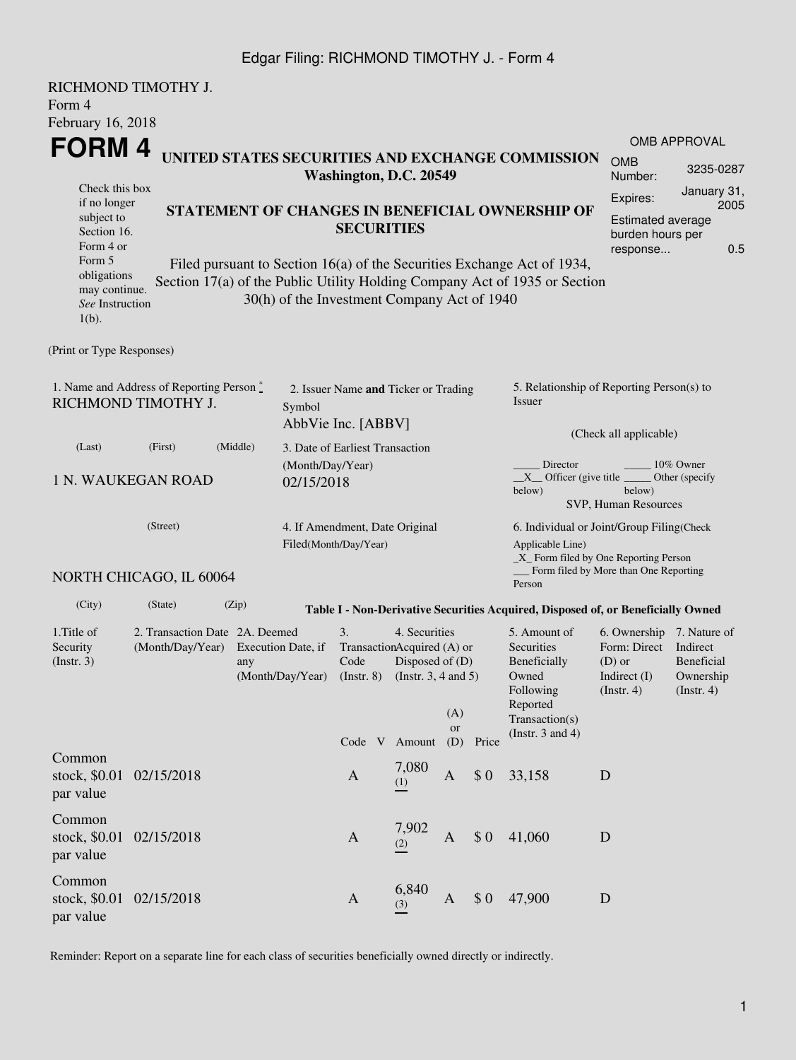Edgar Filing: RICHMOND TIMOTHY J. - Form 4

RICHMOND TIMOTHY J.
Form 4
February 16, 2018

# FORM 4

## UNITED STATES SECURITIES AND EXCHANGE COMMISSION
**Washington, D.C. 20549**

Check this box if no longer subject to Section 16. Form 4 or Form 5 obligations may continue. *See* Instruction 1(b).

## STATEMENT OF CHANGES IN BENEFICIAL OWNERSHIP OF SECURITIES

Filed pursuant to Section 16(a) of the Securities Exchange Act of 1934, Section 17(a) of the Public Utility Holding Company Act of 1935 or Section 30(h) of the Investment Company Act of 1940

OMB APPROVAL

| | |
|---|---|
| OMB Number: | 3235-0287 |
| Expires: | January 31, 2005 |
| Estimated average burden hours per response... | 0.5 |

(Print or Type Responses)

1. Name and Address of Reporting Person *
RICHMOND TIMOTHY J.

(Last) (First) (Middle)

1 N. WAUKEGAN ROAD

(Street)

NORTH CHICAGO, IL 60064

(City) (State) (Zip)

2. Issuer Name **and** Ticker or Trading Symbol
AbbVie Inc. [ABBV]

3. Date of Earliest Transaction (Month/Day/Year)
02/15/2018

4. If Amendment, Date Original Filed(Month/Day/Year)

5. Relationship of Reporting Person(s) to Issuer

(Check all applicable)

_____ Director _____ 10% Owner
\_\_X\_\_ Officer (give title below) _____ Other (specify below)
SVP, Human Resources

6. Individual or Joint/Group Filing(Check Applicable Line)
\_X\_ Form filed by One Reporting Person
\_\_\_ Form filed by More than One Reporting Person

**Table I - Non-Derivative Securities Acquired, Disposed of, or Beneficially Owned**

| 1.Title of Security (Instr. 3) | 2. Transaction Date (Month/Day/Year) | 2A. Deemed Execution Date, if any (Month/Day/Year) | 3. Transaction Code (Instr. 8) | | 4. Securities Acquired (A) or Disposed of (D) (Instr. 3, 4 and 5) | | | 5. Amount of Securities Beneficially Owned Following Reported Transaction(s) (Instr. 3 and 4) | 6. Ownership Form: Direct (D) or Indirect (I) (Instr. 4) | 7. Nature of Indirect Beneficial Ownership (Instr. 4) |
|---|---|---|---|---|---|---|---|---|---|---|
| | | | Code | V | Amount | (A) or (D) | Price | | | |
| Common stock, $0.01 par value | 02/15/2018 | | A | | 7,080 (1) | A | $ 0 | 33,158 | D | |
| Common stock, $0.01 par value | 02/15/2018 | | A | | 7,902 (2) | A | $ 0 | 41,060 | D | |
| Common stock, $0.01 par value | 02/15/2018 | | A | | 6,840 (3) | A | $ 0 | 47,900 | D | |

Reminder: Report on a separate line for each class of securities beneficially owned directly or indirectly.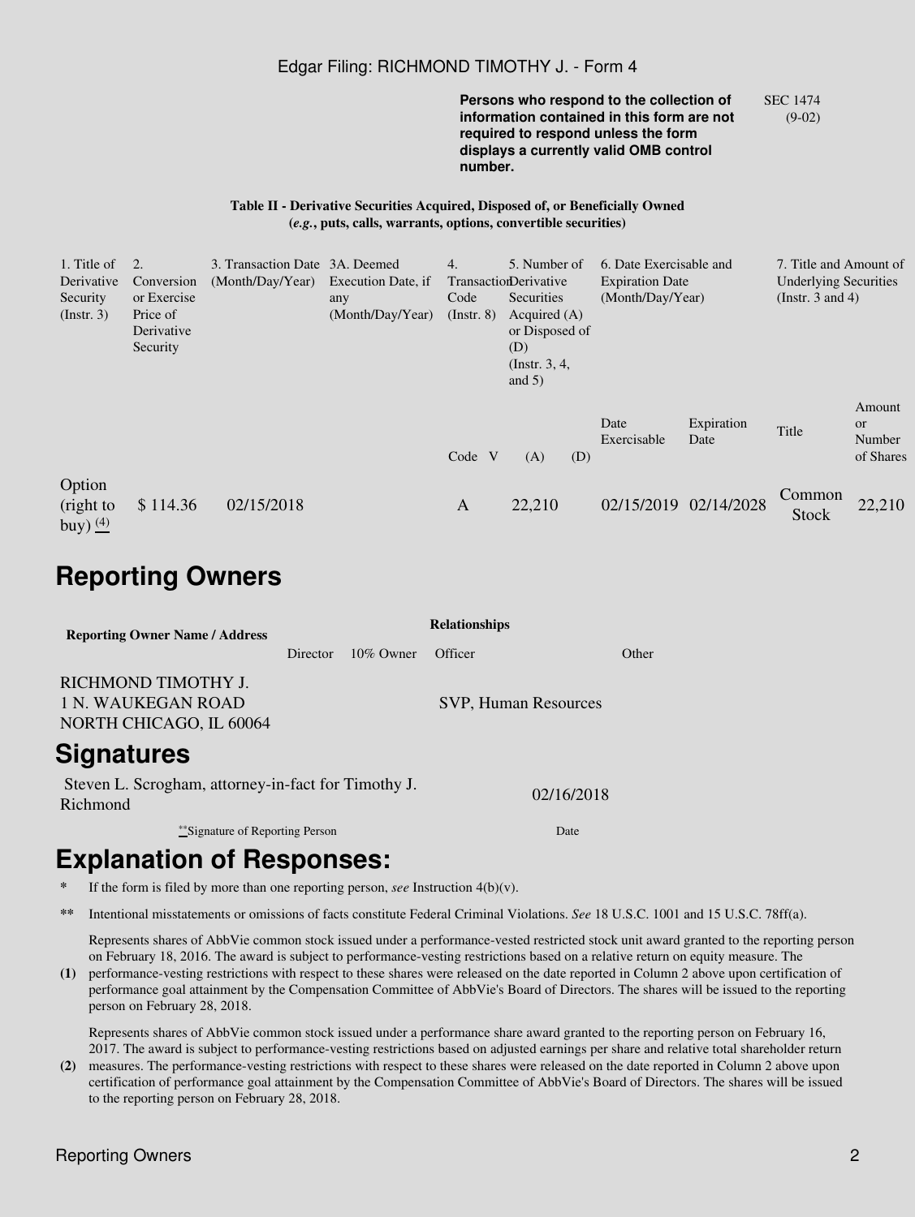**Persons who respond to the collection of information contained in this form are not required to respond unless the form displays a currently valid OMB control number.**

SEC 1474 (9-02)

**Table II - Derivative Securities Acquired, Disposed of, or Beneficially Owned**
**(*e.g.*, puts, calls, warrants, options, convertible securities)**

| 1. Title of Derivative Security (Instr. 3) | 2. Conversion or Exercise Price of Derivative Security | 3. Transaction Date (Month/Day/Year) | 3A. Deemed Execution Date, if any (Month/Day/Year) | 4. Transaction Code (Instr. 8) | | 5. Number of Derivative Securities Acquired (A) or Disposed of (D) (Instr. 3, 4, and 5) | | 6. Date Exercisable and Expiration Date (Month/Day/Year) | | 7. Title and Amount of Underlying Securities (Instr. 3 and 4) | |
|---|---|---|---|---|---|---|---|---|---|---|---|
| | | | | Code | V | (A) | (D) | Date Exercisable | Expiration Date | Title | Amount or Number of Shares |
| Option (right to buy) (4) | $ 114.36 | 02/15/2018 | | A | | 22,210 | | 02/15/2019 | 02/14/2028 | Common Stock | 22,210 |

# Reporting Owners

| Reporting Owner Name / Address | Relationships | | | |
|---|---|---|---|---|
| | Director | 10% Owner | Officer | Other |
| RICHMOND TIMOTHY J.<br>1 N. WAUKEGAN ROAD<br>NORTH CHICAGO, IL 60064 | | | SVP, Human Resources | |

# Signatures

| | |
|---|---|
| Steven L. Scrogham, attorney-in-fact for Timothy J. Richmond | 02/16/2018 |
| **Signature of Reporting Person | Date |

# Explanation of Responses:

\* If the form is filed by more than one reporting person, *see* Instruction 4(b)(v).

\*\* Intentional misstatements or omissions of facts constitute Federal Criminal Violations. *See* 18 U.S.C. 1001 and 15 U.S.C. 78ff(a).

**(1)** Represents shares of AbbVie common stock issued under a performance-vested restricted stock unit award granted to the reporting person on February 18, 2016. The award is subject to performance-vesting restrictions based on a relative return on equity measure. The performance-vesting restrictions with respect to these shares were released on the date reported in Column 2 above upon certification of performance goal attainment by the Compensation Committee of AbbVie's Board of Directors. The shares will be issued to the reporting person on February 28, 2018.

**(2)** Represents shares of AbbVie common stock issued under a performance share award granted to the reporting person on February 16, 2017. The award is subject to performance-vesting restrictions based on adjusted earnings per share and relative total shareholder return measures. The performance-vesting restrictions with respect to these shares were released on the date reported in Column 2 above upon certification of performance goal attainment by the Compensation Committee of AbbVie's Board of Directors. The shares will be issued to the reporting person on February 28, 2018.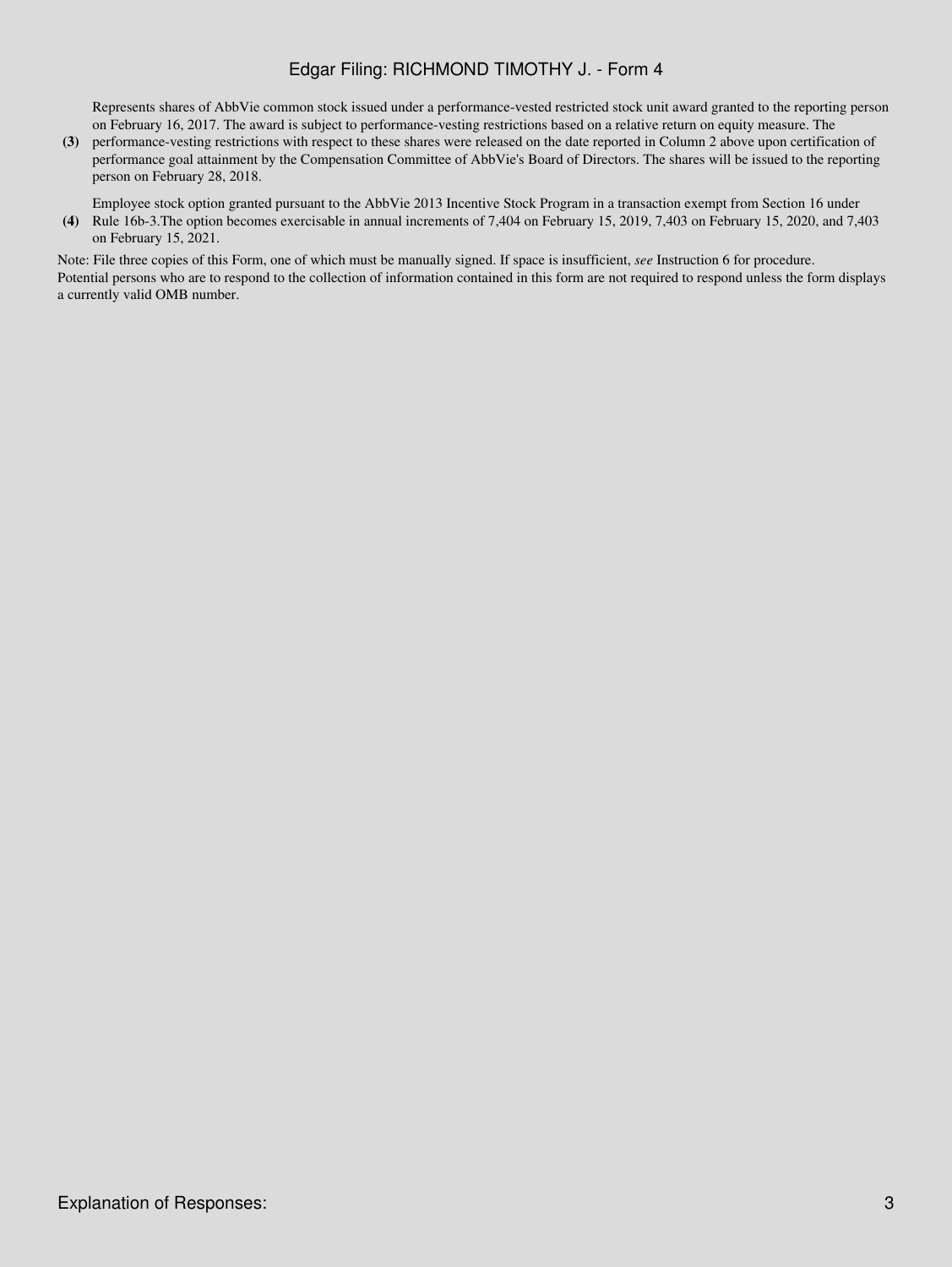**(3)** Represents shares of AbbVie common stock issued under a performance-vested restricted stock unit award granted to the reporting person on February 16, 2017. The award is subject to performance-vesting restrictions based on a relative return on equity measure. The performance-vesting restrictions with respect to these shares were released on the date reported in Column 2 above upon certification of performance goal attainment by the Compensation Committee of AbbVie's Board of Directors. The shares will be issued to the reporting person on February 28, 2018.

**(4)** Employee stock option granted pursuant to the AbbVie 2013 Incentive Stock Program in a transaction exempt from Section 16 under Rule 16b-3.The option becomes exercisable in annual increments of 7,404 on February 15, 2019, 7,403 on February 15, 2020, and 7,403 on February 15, 2021.

Note: File three copies of this Form, one of which must be manually signed. If space is insufficient, *see* Instruction 6 for procedure.
Potential persons who are to respond to the collection of information contained in this form are not required to respond unless the form displays a currently valid OMB number.

Explanation of Responses: